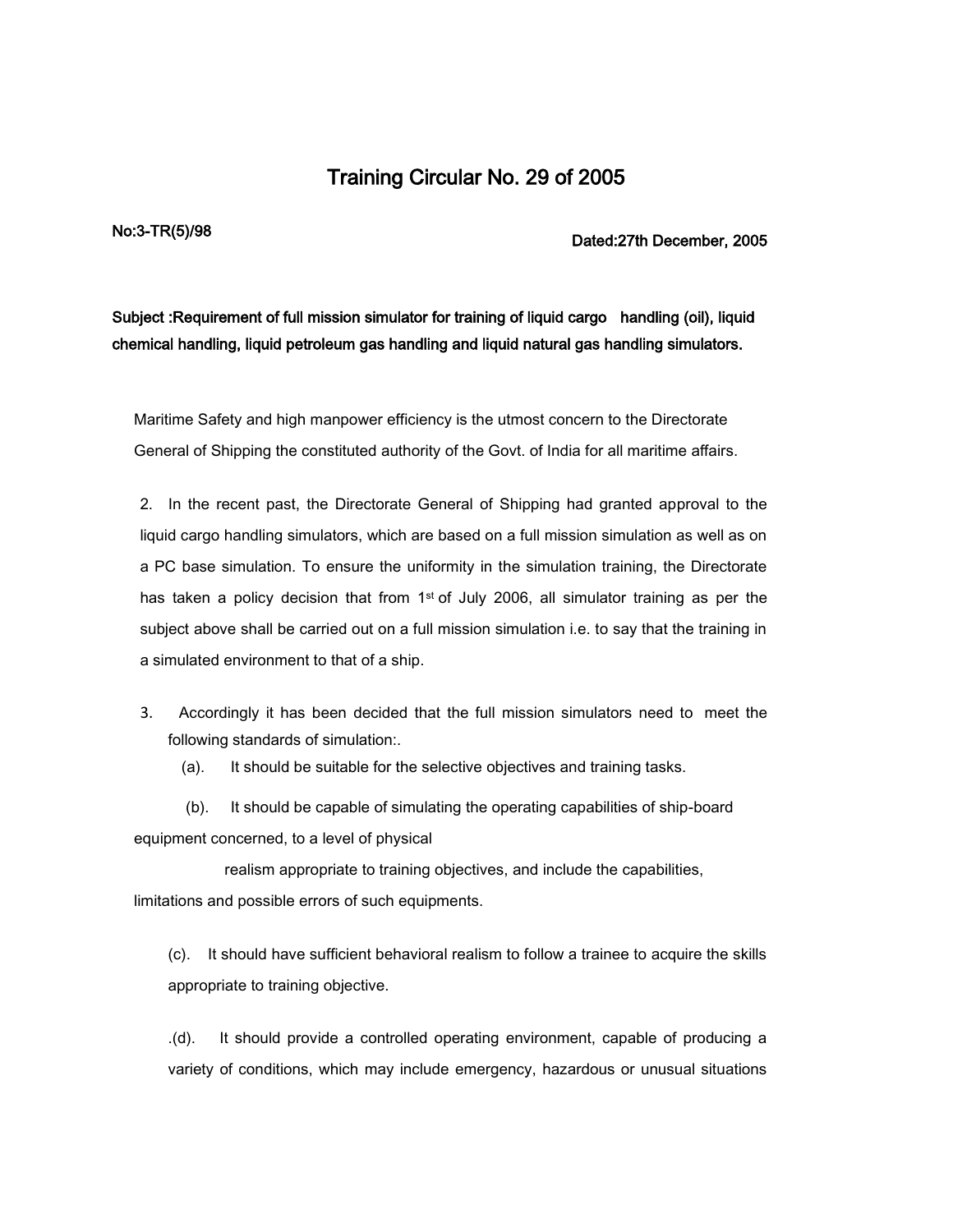# Training Circular No. 29 of 2005

No:3-TR(5)/98

Dated:27th December, 2005

**Subject :Requirement of full mission simulator for training of liquid cargo handling (oil), liquid chemical handling, liquid petroleum gas handling and liquid natural gas handling simulators.**

Maritime Safety and high manpower efficiency is the utmost concern to the Directorate General of Shipping the constituted authority of the Govt. of India for all maritime affairs.

2. In the recent past, the Directorate General of Shipping had granted approval to the liquid cargo handling simulators, which are based on a full mission simulation as well as on a PC base simulation. To ensure the uniformity in the simulation training, the Directorate has taken a policy decision that from 1st of July 2006, all simulator training as per the subject above shall be carried out on a full mission simulation i.e. to say that the training in a simulated environment to that of a ship.

3. Accordingly it has been decided that the full mission simulators need to meet the following standards of simulation:.

(a). It should be suitable for the selective objectives and training tasks.

(b). It should be capable of simulating the operating capabilities of ship-board equipment concerned, to a level of physical realism appropriate to training objectives, and include the capabilities, limitations and possible errors of such equipments.

(c). It should have sufficient behavioral realism to follow a trainee to acquire the skills appropriate to training objective.

.(d). It should provide a controlled operating environment, capable of producing a variety of conditions, which may include emergency, hazardous or unusual situations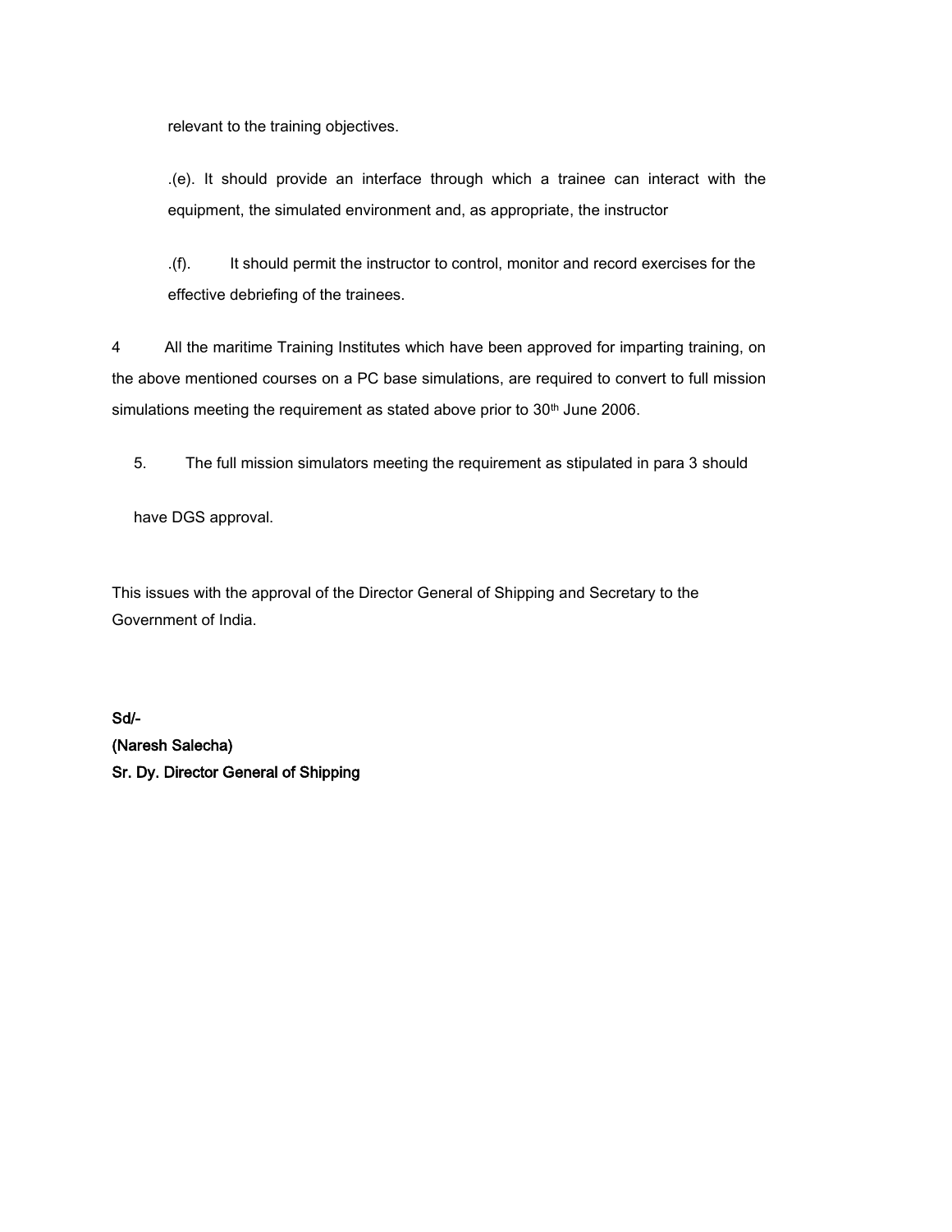relevant to the training objectives.

.(e). It should provide an interface through which a trainee can interact with the equipment, the simulated environment and, as appropriate, the instructor

.(f). It should permit the instructor to control, monitor and record exercises for the effective debriefing of the trainees.

4 All the maritime Training Institutes which have been approved for imparting training, on the above mentioned courses on a PC base simulations, are required to convert to full mission simulations meeting the requirement as stated above prior to 30th June 2006.

5. The full mission simulators meeting the requirement as stipulated in para 3 should have DGS approval.

This issues with the approval of the Director General of Shipping and Secretary to the Government of India.

**Sd/-**
**(Naresh Salecha)**
**Sr. Dy. Director General of Shipping**